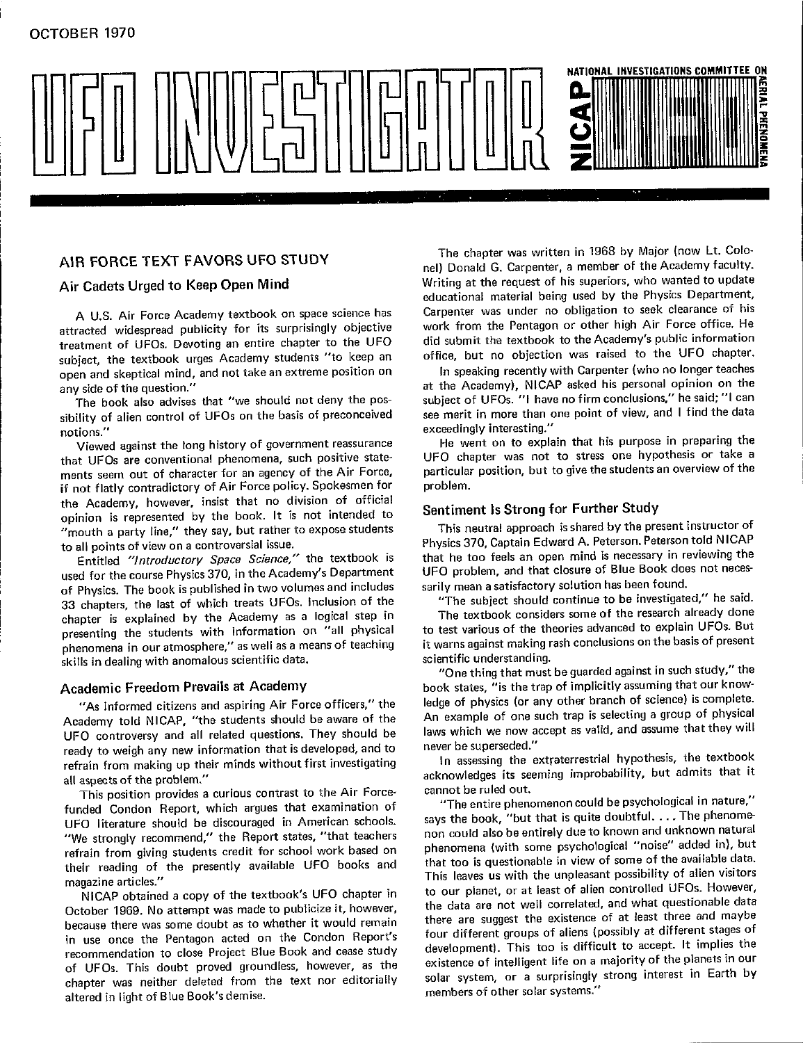OCTOBER 1970

# UFO INVESTIGATOR

NATIONAL INVESTIGATIONS COMMITTEE ON AERIAL PHENOMENA
NICAP

## AIR FORCE TEXT FAVORS UFO STUDY

### Air Cadets Urged to Keep Open Mind

A U.S. Air Force Academy textbook on space science has attracted widespread publicity for its surprisingly objective treatment of UFOs. Devoting an entire chapter to the UFO subject, the textbook urges Academy students "to keep an open and skeptical mind, and not take an extreme position on any side of the question."

The book also advises that "we should not deny the possibility of alien control of UFOs on the basis of preconceived notions."

Viewed against the long history of government reassurance that UFOs are conventional phenomena, such positive statements seem out of character for an agency of the Air Force, if not flatly contradictory of Air Force policy. Spokesmen for the Academy, however, insist that no division of official opinion is represented by the book. It is not intended to "mouth a party line," they say, but rather to expose students to all points of view on a controversial issue.

Entitled *"Introductory Space Science,"* the textbook is used for the course Physics 370, in the Academy's Department of Physics. The book is published in two volumes and includes 33 chapters, the last of which treats UFOs. Inclusion of the chapter is explained by the Academy as a logical step in presenting the students with information on "all physical phenomena in our atmosphere," as well as a means of teaching skills in dealing with anomalous scientific data.

### Academic Freedom Prevails at Academy

"As informed citizens and aspiring Air Force officers," the Academy told NICAP, "the students should be aware of the UFO controversy and all related questions. They should be ready to weigh any new information that is developed, and to refrain from making up their minds without first investigating all aspects of the problem."

This position provides a curious contrast to the Air Force-funded Condon Report, which argues that examination of UFO literature should be discouraged in American schools. "We strongly recommend," the Report states, "that teachers refrain from giving students credit for school work based on their reading of the presently available UFO books and magazine articles."

NICAP obtained a copy of the textbook's UFO chapter in October 1969. No attempt was made to publicize it, however, because there was some doubt as to whether it would remain in use once the Pentagon acted on the Condon Report's recommendation to close Project Blue Book and cease study of UFOs. This doubt proved groundless, however, as the chapter was neither deleted from the text nor editorially altered in light of Blue Book's demise.

The chapter was written in 1968 by Major (now Lt. Colonel) Donald G. Carpenter, a member of the Academy faculty. Writing at the request of his superiors, who wanted to update educational material being used by the Physics Department, Carpenter was under no obligation to seek clearance of his work from the Pentagon or other high Air Force office. He did submit the textbook to the Academy's public information office, but no objection was raised to the UFO chapter.

In speaking recently with Carpenter (who no longer teaches at the Academy), NICAP asked his personal opinion on the subject of UFOs. "I have no firm conclusions," he said; "I can see merit in more than one point of view, and I find the data exceedingly interesting."

He went on to explain that his purpose in preparing the UFO chapter was not to stress one hypothesis or take a particular position, but to give the students an overview of the problem.

### Sentiment Is Strong for Further Study

This neutral approach is shared by the present instructor of Physics 370, Captain Edward A. Peterson. Peterson told NICAP that he too feels an open mind is necessary in reviewing the UFO problem, and that closure of Blue Book does not necessarily mean a satisfactory solution has been found.

"The subject should continue to be investigated," he said.

The textbook considers some of the research already done to test various of the theories advanced to explain UFOs. But it warns against making rash conclusions on the basis of present scientific understanding.

"One thing that must be guarded against in such study," the book states, "is the trap of implicitly assuming that our knowledge of physics (or any other branch of science) is complete. An example of one such trap is selecting a group of physical laws which we now accept as valid, and assume that they will never be superseded."

In assessing the extraterrestrial hypothesis, the textbook acknowledges its seeming improbability, but admits that it cannot be ruled out.

"The entire phenomenon could be psychological in nature," says the book, "but that is quite doubtful. . . . The phenomenon could also be entirely due to known and unknown natural phenomena (with some psychological "noise" added in), but that too is questionable in view of some of the available data. This leaves us with the unpleasant possibility of alien visitors to our planet, or at least of alien controlled UFOs. However, the data are not well correlated, and what questionable data there are suggest the existence of at least three and maybe four different groups of aliens (possibly at different stages of development). This too is difficult to accept. It implies the existence of intelligent life on a majority of the planets in our solar system, or a surprisingly strong interest in Earth by members of other solar systems."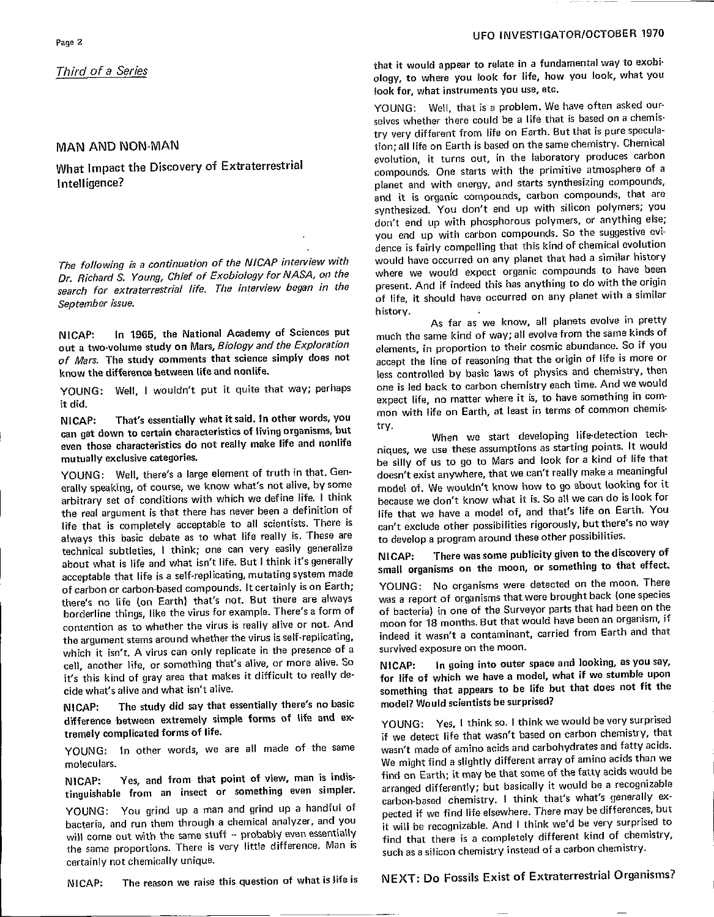*Third of a Series*

## MAN AND NON-MAN

### What Impact the Discovery of Extraterrestrial Intelligence?

*The following is a continuation of the NICAP interview with Dr. Richard S. Young, Chief of Exobiology for NASA, on the search for extraterrestrial life. The interview began in the September issue.*

**NICAP: In 1965, the National Academy of Sciences put out a two-volume study on Mars, *Biology and the Exploration of Mars.* The study comments that science simply does not know the difference between life and nonlife.**

YOUNG: Well, I wouldn't put it quite that way; perhaps it did.

**NICAP: That's essentially what it said. In other words, you can get down to certain characteristics of living organisms, but even those characteristics do not really make life and nonlife mutually exclusive categories.**

YOUNG: Well, there's a large element of truth in that. Generally speaking, of course, we know what's not alive, by some arbitrary set of conditions with which we define life. I think the real argument is that there has never been a definition of life that is completely acceptable to all scientists. There is always this basic debate as to what life really is. These are technical subtleties, I think; one can very easily generalize about what is life and what isn't life. But I think it's generally acceptable that life is a self-replicating, mutating system made of carbon or carbon-based compounds. It certainly is on Earth; there's no life (on Earth) that's not. But there are always borderline things, like the virus for example. There's a form of contention as to whether the virus is really alive or not. And the argument stems around whether the virus is self-replicating, which it isn't. A virus can only replicate in the presence of a cell, another life, or something that's alive, or more alive. So it's this kind of gray area that makes it difficult to really decide what's alive and what isn't alive.

**NICAP: The study did say that essentially there's no basic difference between extremely simple forms of life and extremely complicated forms of life.**

YOUNG: In other words, we are all made of the same moleculars.

**NICAP: Yes, and from that point of view, man is indistinguishable from an insect or something even simpler.**

YOUNG: You grind up a man and grind up a handful of bacteria, and run them through a chemical analyzer, and you will come out with the same stuff -- probably even essentially the same proportions. There is very little difference. Man is certainly not chemically unique.

**NICAP: The reason we raise this question of what is life is that it would appear to relate in a fundamental way to exobiology, to where you look for life, how you look, what you look for, what instruments you use, etc.**

YOUNG: Well, that is a problem. We have often asked ourselves whether there could be a life that is based on a chemistry very different from life on Earth. But that is pure speculation; all life on Earth is based on the same chemistry. Chemical evolution, it turns out, in the laboratory produces carbon compounds. One starts with the primitive atmosphere of a planet and with energy, and starts synthesizing compounds, and it is organic compounds, carbon compounds, that are synthesized. You don't end up with silicon polymers; you don't end up with phosphorous polymers, or anything else; you end up with carbon compounds. So the suggestive evidence is fairly compelling that this kind of chemical evolution would have occurred on any planet that had a similar history where we would expect organic compounds to have been present. And if indeed this has anything to do with the origin of life, it should have occurred on any planet with a similar history.

As far as we know, all planets evolve in pretty much the same kind of way; all evolve from the same kinds of elements, in proportion to their cosmic abundance. So if you accept the line of reasoning that the origin of life is more or less controlled by basic laws of physics and chemistry, then one is led back to carbon chemistry each time. And we would expect life, no matter where it is, to have something in common with life on Earth, at least in terms of common chemistry.

When we start developing life-detection techniques, we use these assumptions as starting points. It would be silly of us to go to Mars and look for a kind of life that doesn't exist anywhere, that we can't really make a meaningful model of. We wouldn't know how to go about looking for it because we don't know what it is. So all we can do is look for life that we have a model of, and that's life on Earth. You can't exclude other possibilities rigorously, but there's no way to develop a program around these other possibilities.

**NICAP: There was some publicity given to the discovery of small organisms on the moon, or something to that effect.**

YOUNG: No organisms were detected on the moon. There was a report of organisms that were brought back (one species of bacteria) in one of the Surveyor parts that had been on the moon for 18 months. But that would have been an organism, if indeed it wasn't a contaminant, carried from Earth and that survived exposure on the moon.

**NICAP: In going into outer space and looking, as you say, for life of which we have a model, what if we stumble upon something that appears to be life but that does not fit the model? Would scientists be surprised?**

YOUNG: Yes, I think so. I think we would be very surprised if we detect life that wasn't based on carbon chemistry, that wasn't made of amino acids and carbohydrates and fatty acids. We might find a slightly different array of amino acids than we find on Earth; it may be that some of the fatty acids would be arranged differently; but basically it would be a recognizable carbon-based chemistry. I think that's what's generally expected if we find life elsewhere. There may be differences, but it will be recognizable. And I think we'd be very surprised to find that there is a completely different kind of chemistry, such as a silicon chemistry instead of a carbon chemistry.

**NEXT: Do Fossils Exist of Extraterrestrial Organisms?**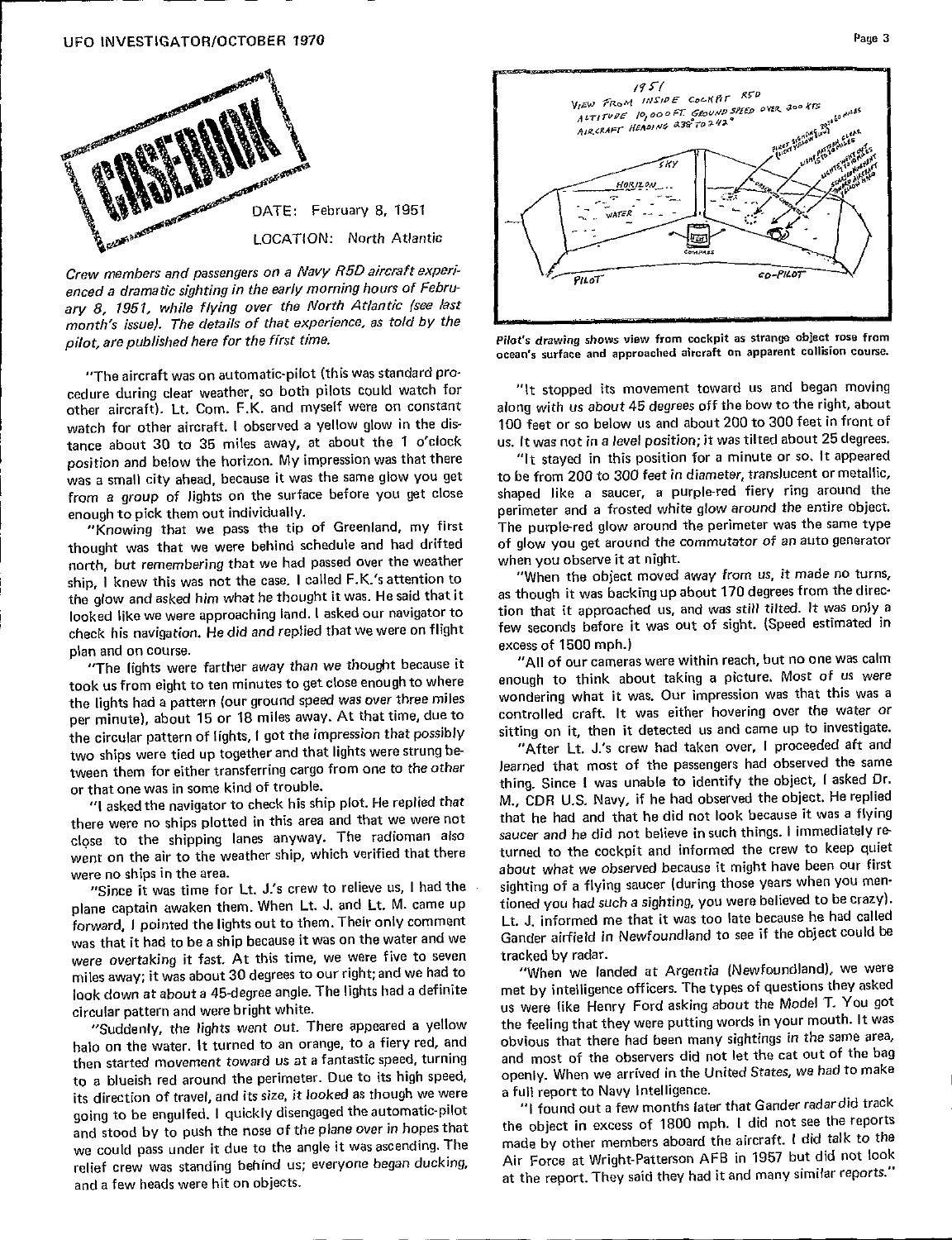# CASEBOOK

DATE: February 8, 1951

LOCATION: North Atlantic

*Crew members and passengers on a Navy R5D aircraft experienced a dramatic sighting in the early morning hours of February 8, 1951, while flying over the North Atlantic (see last month's issue). The details of that experience, as told by the pilot, are published here for the first time.*

"The aircraft was on automatic-pilot (this was standard procedure during clear weather, so both pilots could watch for other aircraft). Lt. Com. F.K. and myself were on constant watch for other aircraft. I observed a yellow glow in the distance about 30 to 35 miles away, at about the 1 o'clock position and below the horizon. My impression was that there was a small city ahead, because it was the same glow you get from a group of lights on the surface before you get close enough to pick them out individually.

"Knowing that we pass the tip of Greenland, my first thought was that we were behind schedule and had drifted north, but remembering that we had passed over the weather ship, I knew this was not the case. I called F.K.'s attention to the glow and asked him what he thought it was. He said that it looked like we were approaching land. I asked our navigator to check his navigation. He did and replied that we were on flight plan and on course.

"The lights were farther away than we thought because it took us from eight to ten minutes to get close enough to where the lights had a pattern (our ground speed was over three miles per minute), about 15 or 18 miles away. At that time, due to the circular pattern of lights, I got the impression that possibly two ships were tied up together and that lights were strung between them for either transferring cargo from one to the other or that one was in some kind of trouble.

"I asked the navigator to check his ship plot. He replied that there were no ships plotted in this area and that we were not close to the shipping lanes anyway. The radioman also went on the air to the weather ship, which verified that there were no ships in the area.

"Since it was time for Lt. J.'s crew to relieve us, I had the plane captain awaken them. When Lt. J. and Lt. M. came up forward, I pointed the lights out to them. Their only comment was that it had to be a ship because it was on the water and we were overtaking it fast. At this time, we were five to seven miles away; it was about 30 degrees to our right; and we had to look down at about a 45-degree angle. The lights had a definite circular pattern and were bright white.

"Suddenly, the lights went out. There appeared a yellow halo on the water. It turned to an orange, to a fiery red, and then started movement toward us at a fantastic speed, turning to a blueish red around the perimeter. Due to its high speed, its direction of travel, and its size, it looked as though we were going to be engulfed. I quickly disengaged the automatic-pilot and stood by to push the nose of the plane over in hopes that we could pass under it due to the angle it was ascending. The relief crew was standing behind us; everyone began ducking, and a few heads were hit on objects.

Pilot's drawing shows view from cockpit as strange object rose from ocean's surface and approached aircraft on apparent collision course.

"It stopped its movement toward us and began moving along with us about 45 degrees off the bow to the right, about 100 feet or so below us and about 200 to 300 feet in front of us. It was not in a level position; it was tilted about 25 degrees.

"It stayed in this position for a minute or so. It appeared to be from 200 to 300 feet in diameter, translucent or metallic, shaped like a saucer, a purple-red fiery ring around the perimeter and a frosted white glow around the entire object. The purple-red glow around the perimeter was the same type of glow you get around the commutator of an auto generator when you observe it at night.

"When the object moved away from us, it made no turns, as though it was backing up about 170 degrees from the direction that it approached us, and was still tilted. It was only a few seconds before it was out of sight. (Speed estimated in excess of 1500 mph.)

"All of our cameras were within reach, but no one was calm enough to think about taking a picture. Most of us were wondering what it was. Our impression was that this was a controlled craft. It was either hovering over the water or sitting on it, then it detected us and came up to investigate.

"After Lt. J.'s crew had taken over, I proceeded aft and learned that most of the passengers had observed the same thing. Since I was unable to identify the object, I asked Dr. M., CDR U.S. Navy, if he had observed the object. He replied that he had and that he did not look because it was a flying saucer and he did not believe in such things. I immediately returned to the cockpit and informed the crew to keep quiet about what we observed because it might have been our first sighting of a flying saucer (during those years when you mentioned you had such a sighting, you were believed to be crazy). Lt. J. informed me that it was too late because he had called Gander airfield in Newfoundland to see if the object could be tracked by radar.

"When we landed at Argentia (Newfoundland), we were met by intelligence officers. The types of questions they asked us were like Henry Ford asking about the Model T. You got the feeling that they were putting words in your mouth. It was obvious that there had been many sightings in the same area, and most of the observers did not let the cat out of the bag openly. When we arrived in the United States, we had to make a full report to Navy Intelligence.

"I found out a few months later that Gander radar did track the object in excess of 1800 mph. I did not see the reports made by other members aboard the aircraft. I did talk to the Air Force at Wright-Patterson AFB in 1957 but did not look at the report. They said they had it and many similar reports."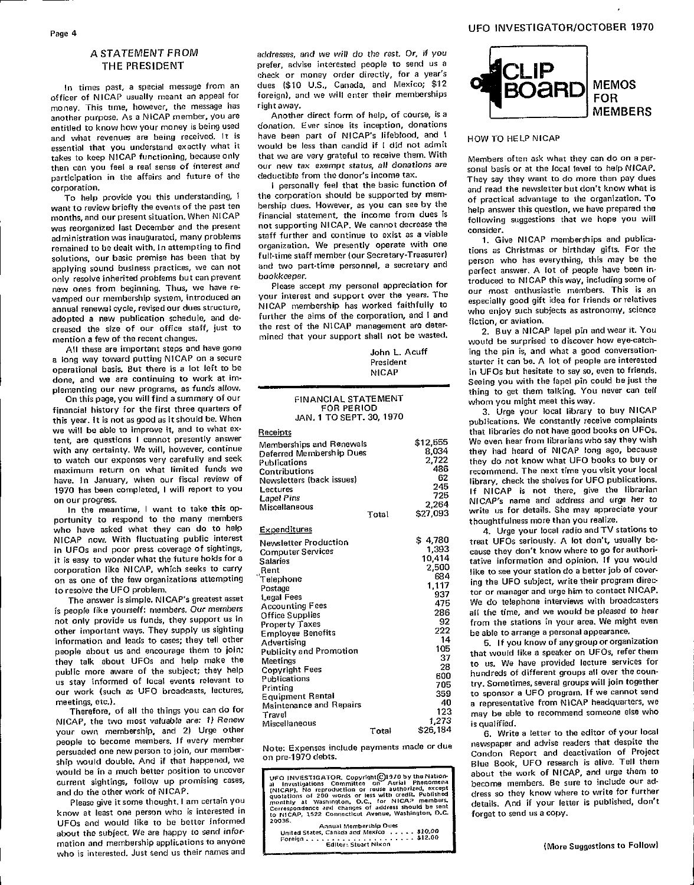## A STATEMENT FROM THE PRESIDENT

In times past, a special message from an officer of NICAP usually meant an appeal for money. This time, however, the message has another purpose. As a NICAP member, you are entitled to know how your money is being used and what revenues are being received. It is essential that you understand exactly what it takes to keep NICAP functioning, because only then can you feel a real sense of interest and participation in the affairs and future of the corporation.

To help provide you this understanding, I want to review briefly the events of the past ten months, and our present situation. When NICAP was reorganized last December and the present administration was inaugurated, many problems remained to be dealt with. In attempting to find solutions, our basic premise has been that by applying sound business practices, we can not only resolve inherited problems but can prevent new ones from beginning. Thus, we have revamped our membership system, introduced an annual renewal cycle, revised our dues structure, adopted a new publication schedule, and decreased the size of our office staff, just to mention a few of the recent changes.

All these are important steps and have gone a long way toward putting NICAP on a secure operational basis. But there is a lot left to be done, and we are continuing to work at implementing our new programs, as funds allow.

On this page, you will find a summary of our financial history for the first three quarters of this year. It is not as good as it should be. When we will be able to improve it, and to what extent, are questions I cannot presently answer with any certainty. We will, however, continue to watch our expenses very carefully and seek maximum return on what limited funds we have. In January, when our fiscal review of 1970 has been completed, I will report to you on our progress.

In the meantime, I want to take this opportunity to respond to the many members who have asked what they can do to help NICAP now. With fluctuating public interest in UFOs and poor press coverage of sightings, it is easy to wonder what the future holds for a corporation like NICAP, which seeks to carry on as one of the few organizations attempting to resolve the UFO problem.

The answer is simple. NICAP's greatest asset is people like yourself: members. *Our members* not only provide us funds, they support us in other important ways. They supply us sighting information and leads to cases; they tell other people about us and encourage them to join; they talk about UFOs and help make the public more aware of the subject; they help us stay informed of local events relevant to our work (such as UFO broadcasts, lectures, meetings, etc.).

Therefore, of all the things you can do for NICAP, the two most valuable are: *1) Renew* your own membership, and *2) Urge* other people to become members. If every member persuaded one new person to join, our membership would double. And if that happened, we would be in a much better position to uncover current sightings, follow up promising cases, and do the other work of NICAP.

Please give it some thought. I am certain you know at least one person who is interested in UFOs and would like to be better informed about the subject. We are happy to send information and membership applications to anyone who is interested. Just send us their names and *addresses, and we will do the rest. Or, if you* prefer, advise interested people to send us a check or money order directly, for a year's dues ($10 U.S., Canada, and Mexico; $12 foreign), and we will enter their memberships right away.

Another direct form of help, of course, is a donation. Ever since its inception, donations have been part of NICAP's lifeblood, and I would be less than candid if I did not admit that we are very grateful to receive them. With our new *tax exempt status, all donations are* deductible from the donor's income tax.

I personally feel that the basic function of the corporation should be supported by membership dues. However, as you can see by the financial statement, the income from dues is not supporting NICAP. We cannot decrease the staff further and continue to exist as a viable organization. We presently operate with one full-time staff member (our Secretary-Treasurer) and two part-time personnel, a secretary and bookkeeper.

Please accept my personal appreciation for your interest and support over the years. The NICAP membership has worked faithfully to further the aims of the corporation, and I and the rest of the NICAP management are determined that your support shall not be wasted.

John L. Acuff
President
NICAP

### FINANCIAL STATEMENT FOR PERIOD JAN. 1 TO SEPT. 30, 1970

**Receipts**

| | |
|---|---|
| Memberships and Renewals | $12,555 |
| Deferred Membership Dues | 8,034 |
| Publications | 2,722 |
| Contributions | 486 |
| Newsletters (back issues) | 62 |
| Lectures | 245 |
| Lapel Pins | 725 |
| Miscellaneous | 2,264 |
| Total | $27,093 |

**Expenditures**

| | |
|---|---|
| Newsletter Production | $ 4,780 |
| Computer Services | 1,393 |
| Salaries | 10,414 |
| Rent | 2,500 |
| Telephone | 684 |
| Postage | 1,117 |
| Legal Fees | 937 |
| Accounting Fees | 475 |
| Office Supplies | 286 |
| Property Taxes | 92 |
| Employee Benefits | 222 |
| Advertising | 14 |
| Publicity and Promotion | 105 |
| Meetings | 37 |
| Copyright Fees | 28 |
| Publications | 600 |
| Printing | 705 |
| Equipment Rental | 359 |
| Maintenance and Repairs | 40 |
| Travel | 123 |
| Miscellaneous | 1,273 |
| Total | $26,184 |

Note: Expenses include payments made or due on pre-1970 debts.

UFO INVESTIGATOR. Copyright © 1970 by the National Investigations Committee on Aerial Phenomena (NICAP). No reproduction or reuse authorized, except quotations of 200 words or less with credit. Published monthly at Washington, D.C., for NICAP members. Correspondence and changes of address should be sent to NICAP, 1522 Connecticut Avenue, Washington, D.C. 20036.

Annual Membership Dues
United States, Canada and Mexico . . . . . $10.00
Foreign . . . . . . . . . . . . . . . . . . . $12.00
Editor: Stuart Nixon

## CLIP BOARD — MEMOS FOR MEMBERS

### HOW TO HELP NICAP

Members often ask what they can do on a personal basis or at the local level to help NICAP. They say they want to do more than pay dues and read the newsletter but don't know what is of practical advantage to the organization. To help answer this question, we have prepared the following suggestions that we hope you will consider.

1. Give NICAP memberships and publications as Christmas or birthday gifts. For the person who has everything, this may be the perfect answer. A lot of people have been introduced to NICAP this way, including some of our most enthusiastic members. This is an especially good gift idea for friends or relatives who enjoy such subjects as astronomy, science fiction, or aviation.

2. Buy a NICAP lapel pin and wear it. You would be surprised to discover how eye-catching the pin is, and what a good conversation-starter it can be. A lot of people are interested in UFOs but hesitate to say so, even to friends. Seeing you with the lapel pin could be just the thing to get them talking. You never can tell whom you might meet this way.

3. Urge your local library to buy NICAP publications. We constantly receive complaints that libraries do not have good books on UFOs. We even hear from librarians who say they wish they had heard of NICAP long ago, because they do not know what UFO books to buy or recommend. The next time you visit your local library, check the shelves for UFO publications. If NICAP is not there, give the librarian NICAP's name and address and *urge her to* write us for details. She may appreciate your thoughtfulness more than you realize.

4. Urge your local radio and TV stations to treat UFOs seriously. A lot don't, usually because they don't know where to go for authoritative information and opinion. If you would like to see your station do a better job of covering the UFO subject, write their program director or manager and urge him to contact NICAP. We do telephone interviews with broadcasters all the time, and we would be pleased to hear from the stations in your area. We might even be able to arrange a personal appearance.

5. If you know of any group or organization that would like a speaker on UFOs, refer them to us. We have provided lecture services for hundreds of different groups all over the country. Sometimes, several groups will join together to sponsor a UFO program. If we cannot send a representative from NICAP headquarters, we may be able to recommend someone else who is qualified.

6. Write a letter to the editor of your local newspaper and advise readers that despite the Condon Report and deactivation of Project Blue Book, UFO research is alive. Tell them about the work of NICAP, and urge them to become members. Be sure to include our address so they know where to write for further details. And if your letter is published, don't forget to send us a copy.

(More Suggestions to Follow)